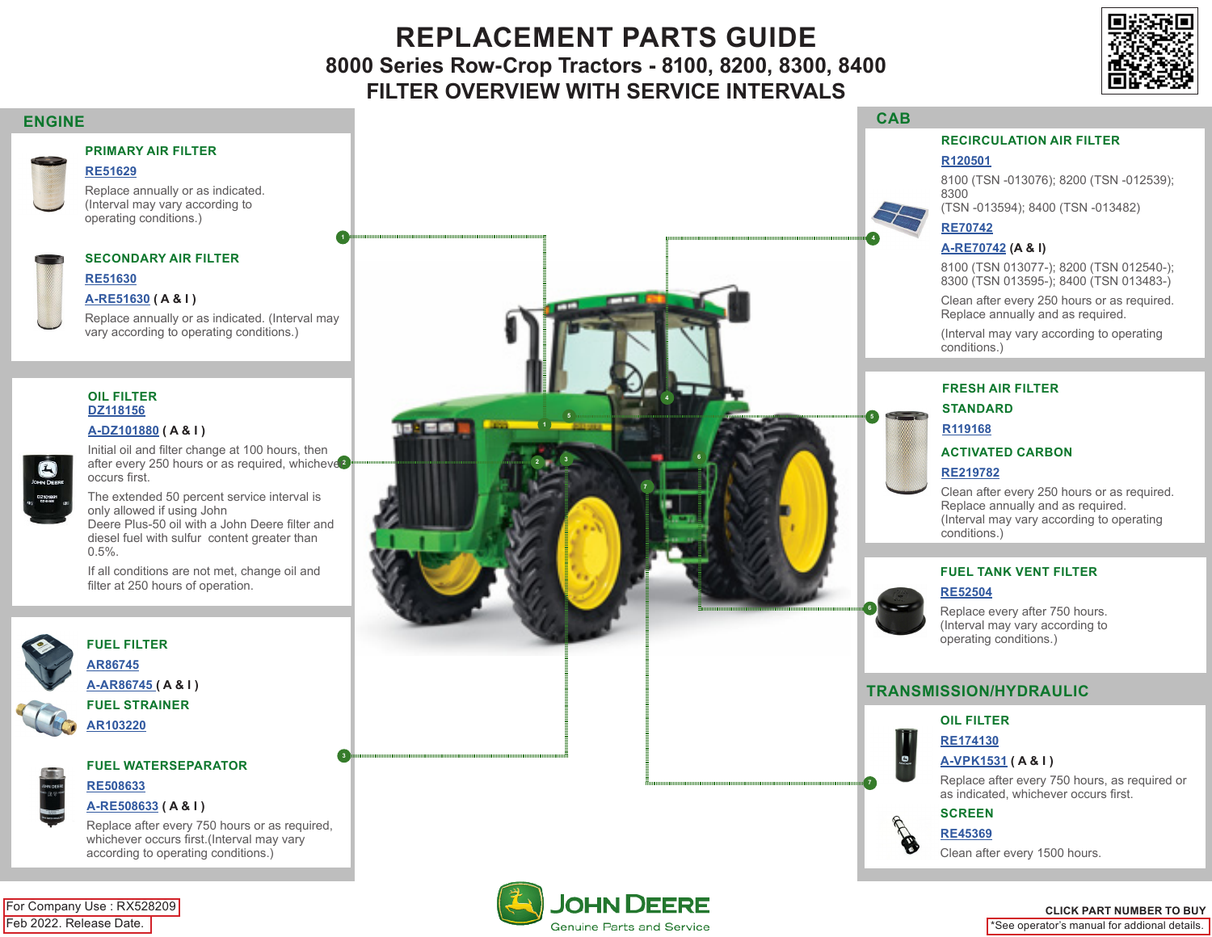# REPLACEMENT PARTS GUIDE

## 8000 Series Row-Crop Tractors - 8100, 8200, 8300, 8400

## FILTER OVERVIEW WITH SERVICE INTERVALS

## ENGINE

### PRIMARY AIR FILTER

RE51629

Replace annually or as indicated. (Interval may vary according to operating conditions.)

### SECONDARY AIR FILTER

RE51630

A-RE51630 **( A & I )**

Replace annually or as indicated. (Interval may vary according to operating conditions.)

### OIL FILTER

DZ118156

A-DZ101880 **( A & I )**

Initial oil and filter change at 100 hours, then after every 250 hours or as required, whichever occurs first.

The extended 50 percent service interval is only allowed if using John Deere filter and Deere Plus-50 oil with a John Deere filter and diesel fuel with sulfur content greater than 0.5%.

If all conditions are not met, change oil and filter at 250 hours of operation.

### FUEL FILTER

AR86745

A-AR86745 **( A & I )**

### FUEL STRAINER

AR103220

### FUEL WATERSEPARATOR

RE508633

A-RE508633 **( A & I )**

Replace after every 750 hours or as required, whichever occurs first.(Interval may vary according to operating conditions.)

## CAB

### RECIRCULATION AIR FILTER

R120501

8100 (TSN -013076); 8200 (TSN -012539); 8300 (TSN -013594); 8400 (TSN -013482)

RE70742

A-RE70742 **(A & I)**

8100 (TSN 013077-); 8200 (TSN 012540-); 8300 (TSN 013595-); 8400 (TSN 013483-)

Clean after every 250 hours or as required. Replace annually and as required.

(Interval may vary according to operating conditions.)

### FRESH AIR FILTER

**STANDARD**

R119168

**ACTIVATED CARBON**

RE219782

Clean after every 250 hours or as required. Replace annually and as required. (Interval may vary according to operating conditions.)

### FUEL TANK VENT FILTER

RE52504

Replace every after 750 hours. (Interval may vary according to operating conditions.)

## TRANSMISSION/HYDRAULIC

### OIL FILTER

RE174130

A-VPK1531 **( A & I )**

Replace after every 750 hours, as required or as indicated, whichever occurs first.

### SCREEN

RE45369

Clean after every 1500 hours.

For Company Use : RX528209

Feb 2022. Release Date.

JOHN DEERE
Genuine Parts and Service

CLICK PART NUMBER TO BUY

*See operator's manual for addional details.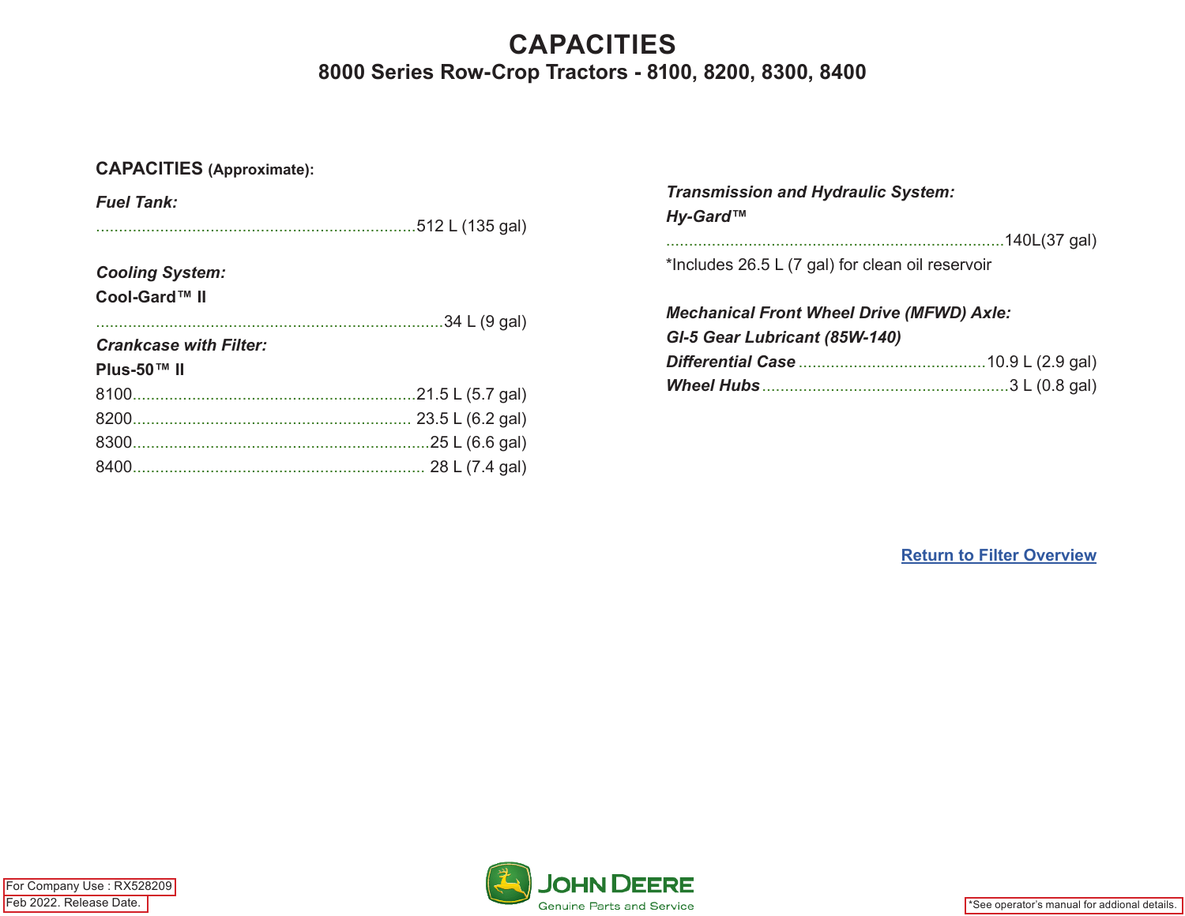# CAPACITIES

## 8000 Series Row-Crop Tractors - 8100, 8200, 8300, 8400

**CAPACITIES (Approximate):**

***Fuel Tank:***

......................................................................512 L (135 gal)

***Cooling System:***

**Cool-Gard™ II**

............................................................................34 L (9 gal)

***Crankcase with Filter:***

**Plus-50™ II**

8100..............................................................21.5 L (5.7 gal)

8200............................................................. 23.5 L (6.2 gal)

8300.................................................................25 L (6.6 gal)

8400................................................................ 28 L (7.4 gal)

***Transmission and Hydraulic System:***

***Hy-Gard™***

..........................................................................140L(37 gal)

*Includes 26.5 L (7 gal) for clean oil reservoir

***Mechanical Front Wheel Drive (MFWD) Axle:***

***GI-5 Gear Lubricant (85W-140)***

***Differential Case*** .........................................10.9 L (2.9 gal)

***Wheel Hubs***......................................................3 L (0.8 gal)

Return to Filter Overview

For Company Use : RX528209

Feb 2022. Release Date.

JOHN DEERE Genuine Parts and Service

*See operator's manual for addional details.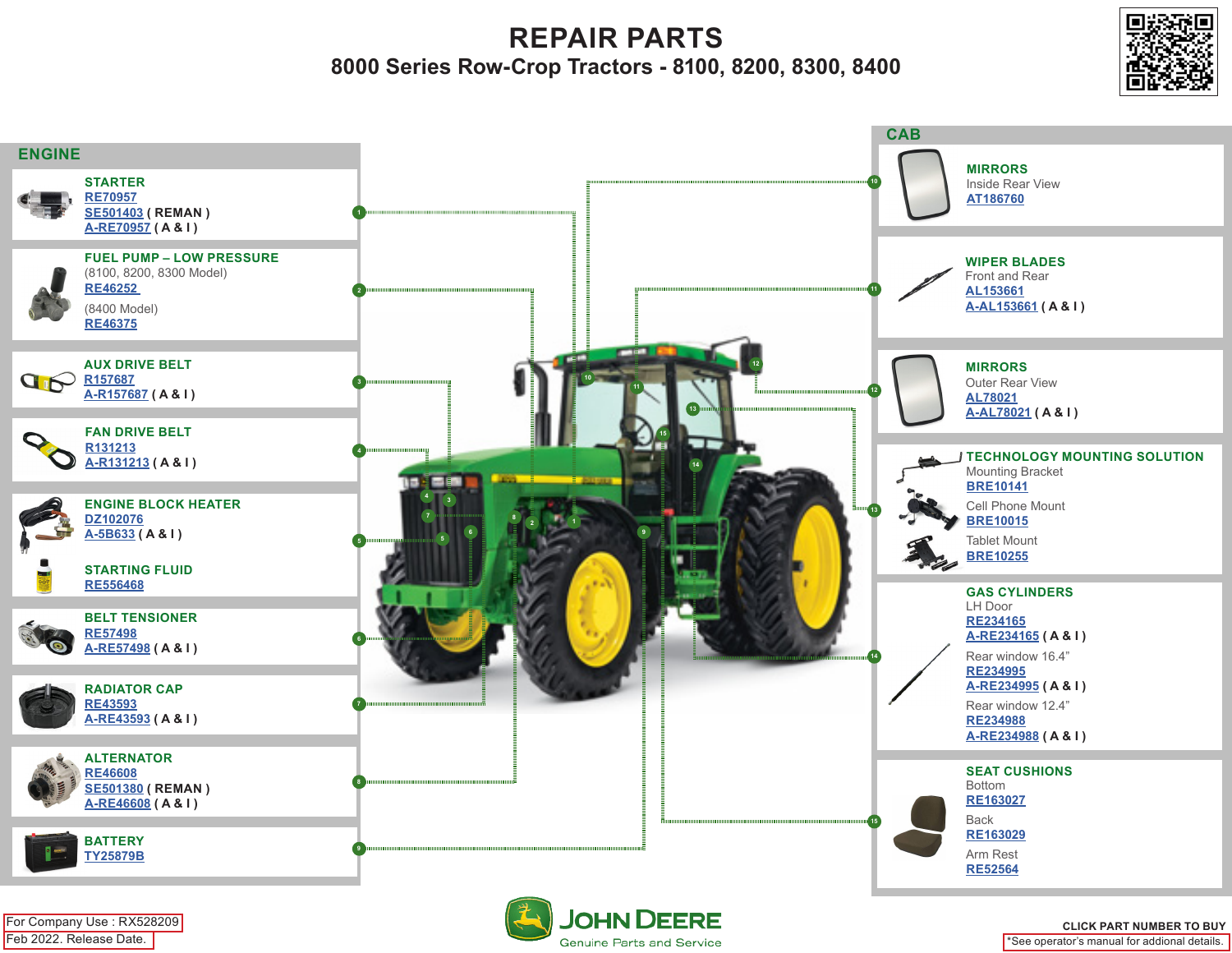# REPAIR PARTS

## 8000 Series Row-Crop Tractors - 8100, 8200, 8300, 8400

## ENGINE

**STARTER**
RE70957
SE501403 ( REMAN )
A-RE70957 ( A & I )

**FUEL PUMP – LOW PRESSURE**
(8100, 8200, 8300 Model)
RE46252
(8400 Model)
RE46375

**AUX DRIVE BELT**
R157687
A-R157687 ( A & I )

**FAN DRIVE BELT**
R131213
A-R131213 ( A & I )

**ENGINE BLOCK HEATER**
DZ102076
A-5B633 ( A & I )

**STARTING FLUID**
RE556468

**BELT TENSIONER**
RE57498
A-RE57498 ( A & I )

**RADIATOR CAP**
RE43593
A-RE43593 ( A & I )

**ALTERNATOR**
RE46608
SE501380 ( REMAN )
A-RE46608 ( A & I )

**BATTERY**
TY25879B

## CAB

**MIRRORS**
Inside Rear View
AT186760

**WIPER BLADES**
Front and Rear
AL153661
A-AL153661 ( A & I )

**MIRRORS**
Outer Rear View
AL78021
A-AL78021 ( A & I )

**TECHNOLOGY MOUNTING SOLUTION**
Mounting Bracket
BRE10141
Cell Phone Mount
BRE10015
Tablet Mount
BRE10255

**GAS CYLINDERS**
LH Door
RE234165
A-RE234165 ( A & I )
Rear window 16.4”
RE234995
A-RE234995 ( A & I )
Rear window 12.4”
RE234988
A-RE234988 ( A & I )

**SEAT CUSHIONS**
Bottom
RE163027
Back
RE163029
Arm Rest
RE52564

For Company Use : RX528209
Feb 2022. Release Date.

JOHN DEERE
Genuine Parts and Service

CLICK PART NUMBER TO BUY
*See operator's manual for addional details.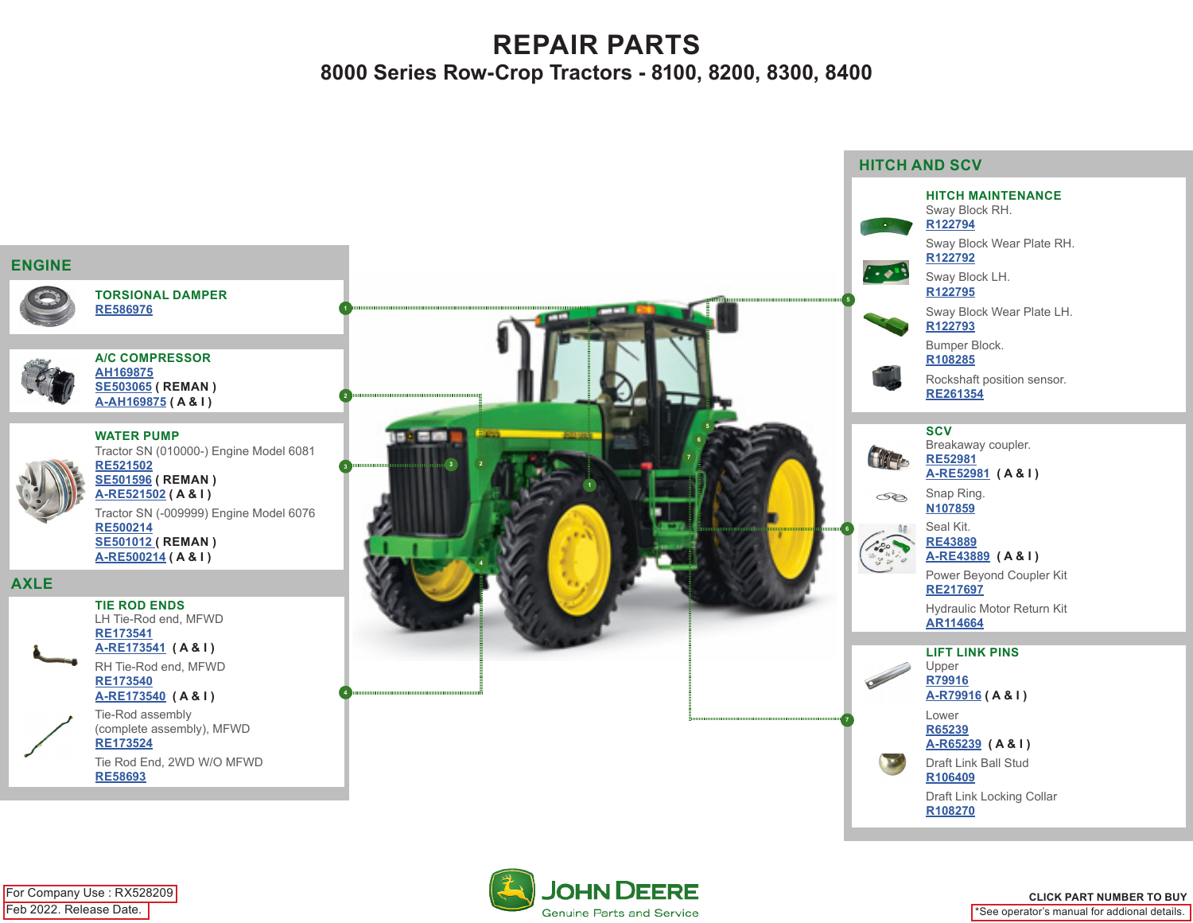# REPAIR PARTS

## 8000 Series Row-Crop Tractors - 8100, 8200, 8300, 8400

## ENGINE

### TORSIONAL DAMPER
RE586976

### A/C COMPRESSOR
AH169875
SE503065 ( REMAN )
A-AH169875 ( A & I )

### WATER PUMP
Tractor SN (010000-) Engine Model 6081
RE521502
SE501596 ( REMAN )
A-RE521502 ( A & I )

Tractor SN (-009999) Engine Model 6076
RE500214
SE501012 ( REMAN )
A-RE500214 ( A & I )

## AXLE

### TIE ROD ENDS
LH Tie-Rod end, MFWD
RE173541
A-RE173541 ( A & I )

RH Tie-Rod end, MFWD
RE173540
A-RE173540 ( A & I )

Tie-Rod assembly (complete assembly), MFWD
RE173524

Tie Rod End, 2WD W/O MFWD
RE58693

## HITCH AND SCV

### HITCH MAINTENANCE
Sway Block RH.
R122794

Sway Block Wear Plate RH.
R122792

Sway Block LH.
R122795

Sway Block Wear Plate LH.
R122793

Bumper Block.
R108285

Rockshaft position sensor.
RE261354

### SCV
Breakaway coupler.
RE52981
A-RE52981 ( A & I )

Snap Ring.
N107859

Seal Kit.
RE43889
A-RE43889 ( A & I )

Power Beyond Coupler Kit
RE217697

Hydraulic Motor Return Kit
AR114664

### LIFT LINK PINS
Upper
R79916
A-R79916 ( A & I )

Lower
R65239
A-R65239 ( A & I )

Draft Link Ball Stud
R106409

Draft Link Locking Collar
R108270

For Company Use : RX528209
Feb 2022. Release Date.

JOHN DEERE
Genuine Parts and Service

CLICK PART NUMBER TO BUY
*See operator's manual for addional details.